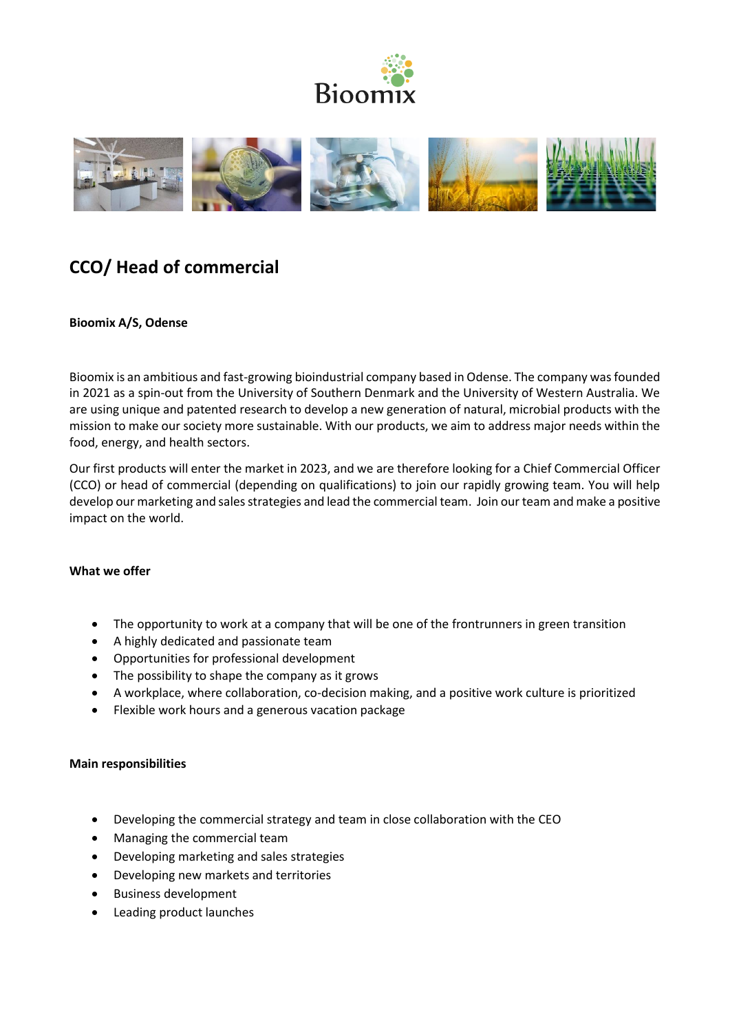# CCO/ Head of commercial

**Bioomix A/S, Odense**

Bioomix is an ambitious and fast-growing bioindustrial company based in Odense. The company was founded in 2021 as a spin-out from the University of Southern Denmark and the University of Western Australia. We are using unique and patented research to develop a new generation of natural, microbial products with the mission to make our society more sustainable. With our products, we aim to address major needs within the food, energy, and health sectors.

Our first products will enter the market in 2023, and we are therefore looking for a Chief Commercial Officer (CCO) or head of commercial (depending on qualifications) to join our rapidly growing team. You will help develop our marketing and sales strategies and lead the commercial team. Join our team and make a positive impact on the world.

**What we offer**

- The opportunity to work at a company that will be one of the frontrunners in green transition
- A highly dedicated and passionate team
- Opportunities for professional development
- The possibility to shape the company as it grows
- A workplace, where collaboration, co-decision making, and a positive work culture is prioritized
- Flexible work hours and a generous vacation package

**Main responsibilities**

- Developing the commercial strategy and team in close collaboration with the CEO
- Managing the commercial team
- Developing marketing and sales strategies
- Developing new markets and territories
- Business development
- Leading product launches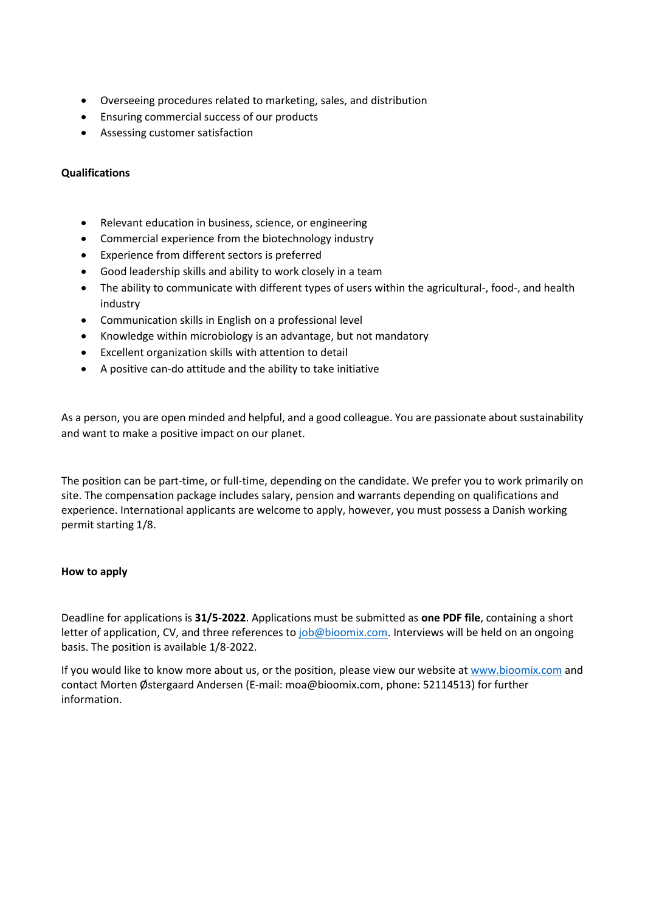- Overseeing procedures related to marketing, sales, and distribution
- Ensuring commercial success of our products
- Assessing customer satisfaction

**Qualifications**

- Relevant education in business, science, or engineering
- Commercial experience from the biotechnology industry
- Experience from different sectors is preferred
- Good leadership skills and ability to work closely in a team
- The ability to communicate with different types of users within the agricultural-, food-, and health industry
- Communication skills in English on a professional level
- Knowledge within microbiology is an advantage, but not mandatory
- Excellent organization skills with attention to detail
- A positive can-do attitude and the ability to take initiative

As a person, you are open minded and helpful, and a good colleague. You are passionate about sustainability and want to make a positive impact on our planet.

The position can be part-time, or full-time, depending on the candidate. We prefer you to work primarily on site. The compensation package includes salary, pension and warrants depending on qualifications and experience. International applicants are welcome to apply, however, you must possess a Danish working permit starting 1/8.

**How to apply**

Deadline for applications is **31/5-2022**. Applications must be submitted as **one PDF file**, containing a short letter of application, CV, and three references to job@bioomix.com. Interviews will be held on an ongoing basis. The position is available 1/8-2022.

If you would like to know more about us, or the position, please view our website at www.bioomix.com and contact Morten Østergaard Andersen (E-mail: moa@bioomix.com, phone: 52114513) for further information.